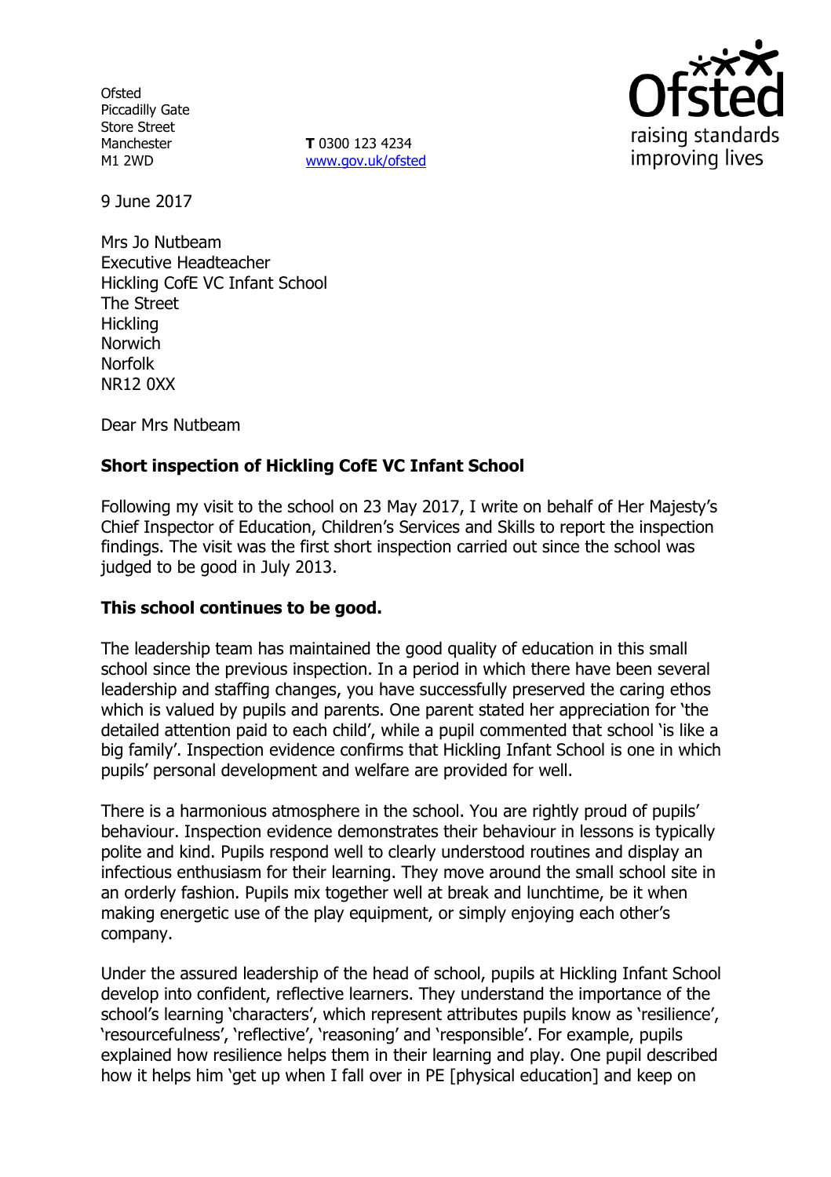Ofsted
Piccadilly Gate
Store Street
Manchester
M1 2WD

**T** 0300 123 4234
www.gov.uk/ofsted

9 June 2017

Mrs Jo Nutbeam
Executive Headteacher
Hickling CofE VC Infant School
The Street
Hickling
Norwich
Norfolk
NR12 0XX

Dear Mrs Nutbeam

**Short inspection of Hickling CofE VC Infant School**

Following my visit to the school on 23 May 2017, I write on behalf of Her Majesty's Chief Inspector of Education, Children's Services and Skills to report the inspection findings. The visit was the first short inspection carried out since the school was judged to be good in July 2013.

**This school continues to be good.**

The leadership team has maintained the good quality of education in this small school since the previous inspection. In a period in which there have been several leadership and staffing changes, you have successfully preserved the caring ethos which is valued by pupils and parents. One parent stated her appreciation for 'the detailed attention paid to each child', while a pupil commented that school 'is like a big family'. Inspection evidence confirms that Hickling Infant School is one in which pupils' personal development and welfare are provided for well.

There is a harmonious atmosphere in the school. You are rightly proud of pupils' behaviour. Inspection evidence demonstrates their behaviour in lessons is typically polite and kind. Pupils respond well to clearly understood routines and display an infectious enthusiasm for their learning. They move around the small school site in an orderly fashion. Pupils mix together well at break and lunchtime, be it when making energetic use of the play equipment, or simply enjoying each other's company.

Under the assured leadership of the head of school, pupils at Hickling Infant School develop into confident, reflective learners. They understand the importance of the school's learning 'characters', which represent attributes pupils know as 'resilience', 'resourcefulness', 'reflective', 'reasoning' and 'responsible'. For example, pupils explained how resilience helps them in their learning and play. One pupil described how it helps him 'get up when I fall over in PE [physical education] and keep on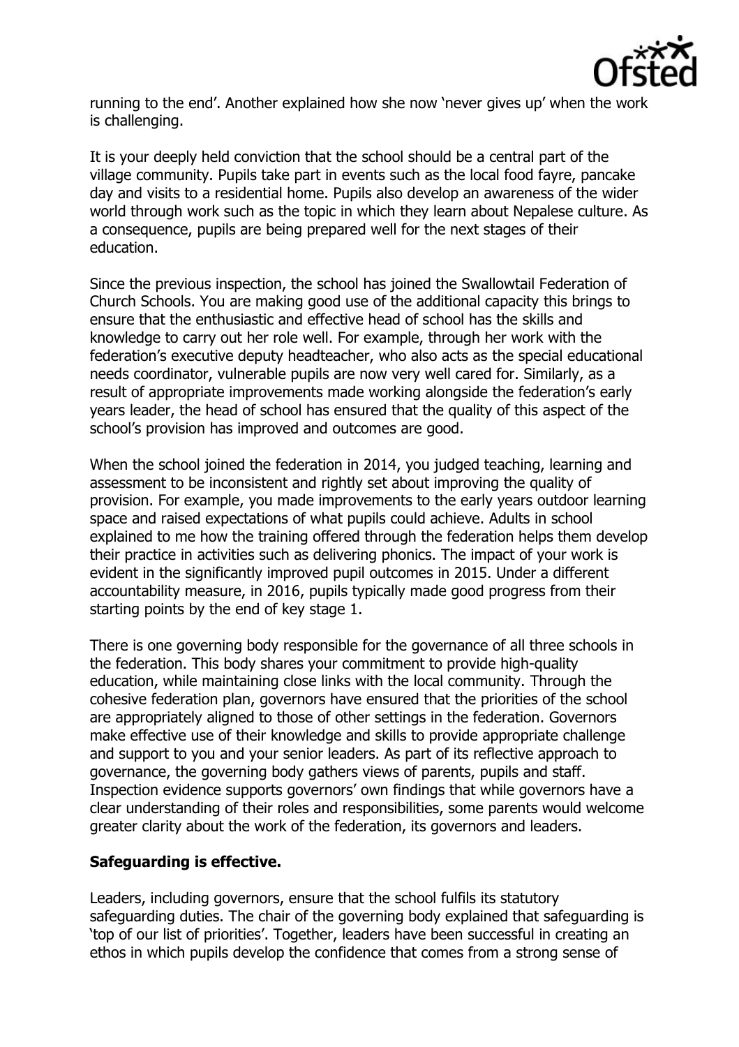running to the end'. Another explained how she now 'never gives up' when the work is challenging.

It is your deeply held conviction that the school should be a central part of the village community. Pupils take part in events such as the local food fayre, pancake day and visits to a residential home. Pupils also develop an awareness of the wider world through work such as the topic in which they learn about Nepalese culture. As a consequence, pupils are being prepared well for the next stages of their education.

Since the previous inspection, the school has joined the Swallowtail Federation of Church Schools. You are making good use of the additional capacity this brings to ensure that the enthusiastic and effective head of school has the skills and knowledge to carry out her role well. For example, through her work with the federation's executive deputy headteacher, who also acts as the special educational needs coordinator, vulnerable pupils are now very well cared for. Similarly, as a result of appropriate improvements made working alongside the federation's early years leader, the head of school has ensured that the quality of this aspect of the school's provision has improved and outcomes are good.

When the school joined the federation in 2014, you judged teaching, learning and assessment to be inconsistent and rightly set about improving the quality of provision. For example, you made improvements to the early years outdoor learning space and raised expectations of what pupils could achieve. Adults in school explained to me how the training offered through the federation helps them develop their practice in activities such as delivering phonics. The impact of your work is evident in the significantly improved pupil outcomes in 2015. Under a different accountability measure, in 2016, pupils typically made good progress from their starting points by the end of key stage 1.

There is one governing body responsible for the governance of all three schools in the federation. This body shares your commitment to provide high-quality education, while maintaining close links with the local community. Through the cohesive federation plan, governors have ensured that the priorities of the school are appropriately aligned to those of other settings in the federation. Governors make effective use of their knowledge and skills to provide appropriate challenge and support to you and your senior leaders. As part of its reflective approach to governance, the governing body gathers views of parents, pupils and staff. Inspection evidence supports governors' own findings that while governors have a clear understanding of their roles and responsibilities, some parents would welcome greater clarity about the work of the federation, its governors and leaders.

**Safeguarding is effective.**

Leaders, including governors, ensure that the school fulfils its statutory safeguarding duties. The chair of the governing body explained that safeguarding is 'top of our list of priorities'. Together, leaders have been successful in creating an ethos in which pupils develop the confidence that comes from a strong sense of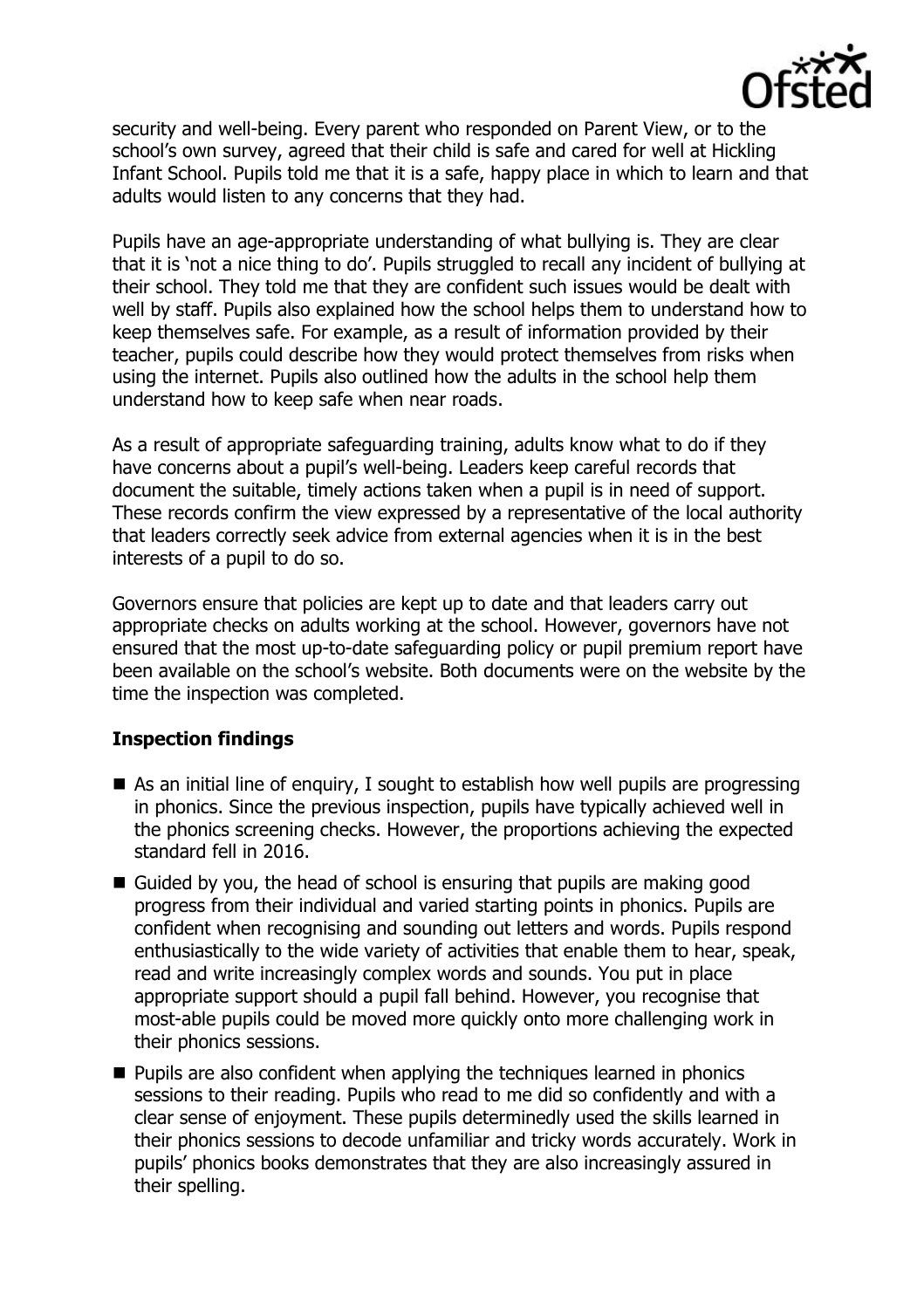security and well-being. Every parent who responded on Parent View, or to the school's own survey, agreed that their child is safe and cared for well at Hickling Infant School. Pupils told me that it is a safe, happy place in which to learn and that adults would listen to any concerns that they had.

Pupils have an age-appropriate understanding of what bullying is. They are clear that it is 'not a nice thing to do'. Pupils struggled to recall any incident of bullying at their school. They told me that they are confident such issues would be dealt with well by staff. Pupils also explained how the school helps them to understand how to keep themselves safe. For example, as a result of information provided by their teacher, pupils could describe how they would protect themselves from risks when using the internet. Pupils also outlined how the adults in the school help them understand how to keep safe when near roads.

As a result of appropriate safeguarding training, adults know what to do if they have concerns about a pupil's well-being. Leaders keep careful records that document the suitable, timely actions taken when a pupil is in need of support. These records confirm the view expressed by a representative of the local authority that leaders correctly seek advice from external agencies when it is in the best interests of a pupil to do so.

Governors ensure that policies are kept up to date and that leaders carry out appropriate checks on adults working at the school. However, governors have not ensured that the most up-to-date safeguarding policy or pupil premium report have been available on the school's website. Both documents were on the website by the time the inspection was completed.

## Inspection findings

- As an initial line of enquiry, I sought to establish how well pupils are progressing in phonics. Since the previous inspection, pupils have typically achieved well in the phonics screening checks. However, the proportions achieving the expected standard fell in 2016.
- Guided by you, the head of school is ensuring that pupils are making good progress from their individual and varied starting points in phonics. Pupils are confident when recognising and sounding out letters and words. Pupils respond enthusiastically to the wide variety of activities that enable them to hear, speak, read and write increasingly complex words and sounds. You put in place appropriate support should a pupil fall behind. However, you recognise that most-able pupils could be moved more quickly onto more challenging work in their phonics sessions.
- Pupils are also confident when applying the techniques learned in phonics sessions to their reading. Pupils who read to me did so confidently and with a clear sense of enjoyment. These pupils determinedly used the skills learned in their phonics sessions to decode unfamiliar and tricky words accurately. Work in pupils' phonics books demonstrates that they are also increasingly assured in their spelling.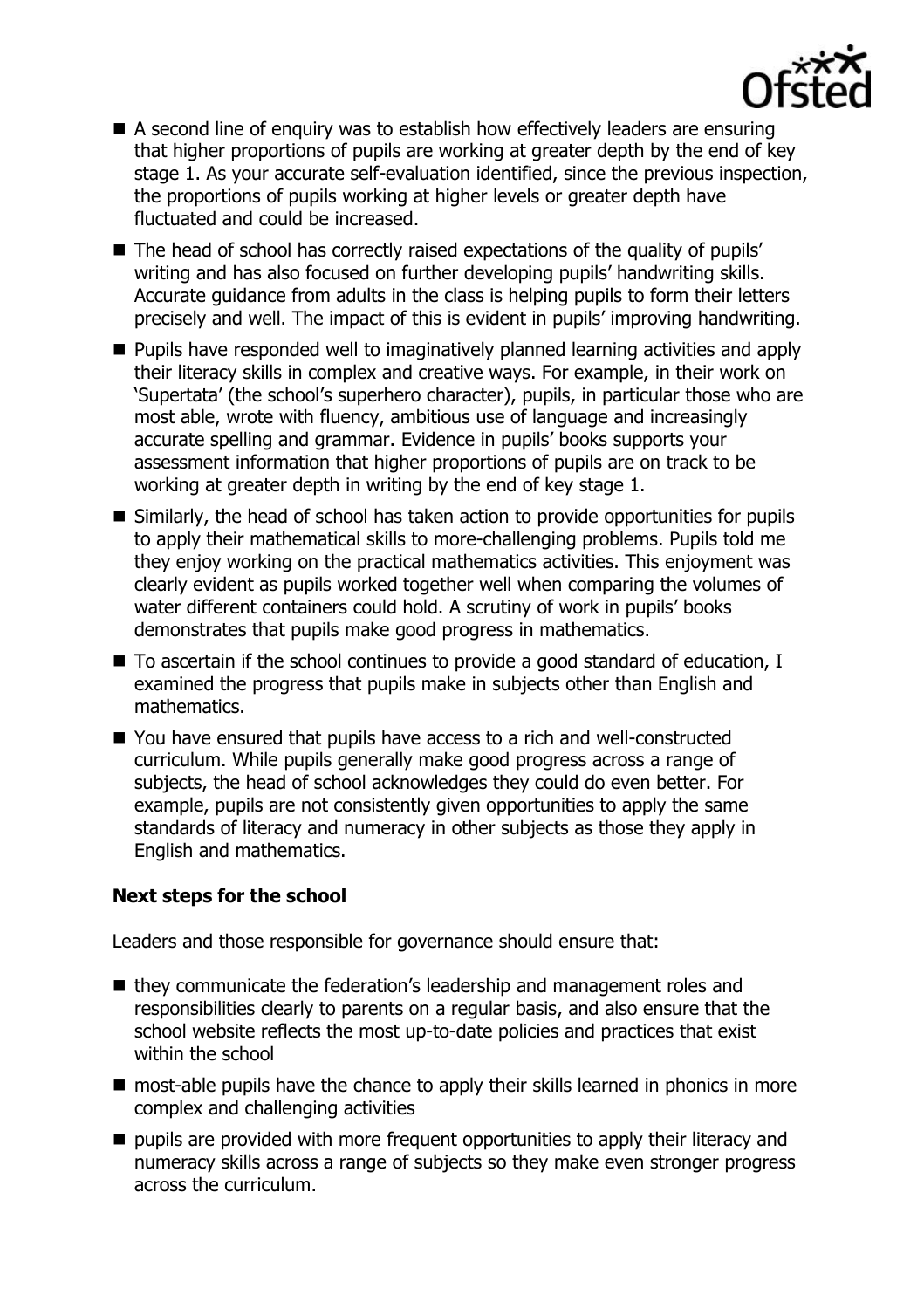- A second line of enquiry was to establish how effectively leaders are ensuring that higher proportions of pupils are working at greater depth by the end of key stage 1. As your accurate self-evaluation identified, since the previous inspection, the proportions of pupils working at higher levels or greater depth have fluctuated and could be increased.
- The head of school has correctly raised expectations of the quality of pupils' writing and has also focused on further developing pupils' handwriting skills. Accurate guidance from adults in the class is helping pupils to form their letters precisely and well. The impact of this is evident in pupils' improving handwriting.
- Pupils have responded well to imaginatively planned learning activities and apply their literacy skills in complex and creative ways. For example, in their work on 'Supertata' (the school's superhero character), pupils, in particular those who are most able, wrote with fluency, ambitious use of language and increasingly accurate spelling and grammar. Evidence in pupils' books supports your assessment information that higher proportions of pupils are on track to be working at greater depth in writing by the end of key stage 1.
- Similarly, the head of school has taken action to provide opportunities for pupils to apply their mathematical skills to more-challenging problems. Pupils told me they enjoy working on the practical mathematics activities. This enjoyment was clearly evident as pupils worked together well when comparing the volumes of water different containers could hold. A scrutiny of work in pupils' books demonstrates that pupils make good progress in mathematics.
- To ascertain if the school continues to provide a good standard of education, I examined the progress that pupils make in subjects other than English and mathematics.
- You have ensured that pupils have access to a rich and well-constructed curriculum. While pupils generally make good progress across a range of subjects, the head of school acknowledges they could do even better. For example, pupils are not consistently given opportunities to apply the same standards of literacy and numeracy in other subjects as those they apply in English and mathematics.

**Next steps for the school**

Leaders and those responsible for governance should ensure that:

- they communicate the federation's leadership and management roles and responsibilities clearly to parents on a regular basis, and also ensure that the school website reflects the most up-to-date policies and practices that exist within the school
- most-able pupils have the chance to apply their skills learned in phonics in more complex and challenging activities
- pupils are provided with more frequent opportunities to apply their literacy and numeracy skills across a range of subjects so they make even stronger progress across the curriculum.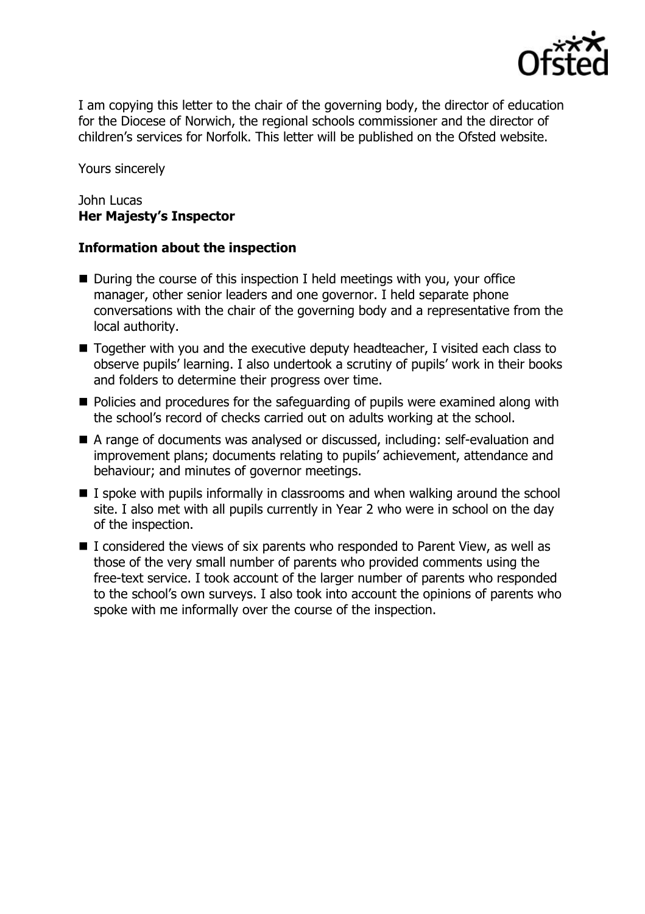I am copying this letter to the chair of the governing body, the director of education for the Diocese of Norwich, the regional schools commissioner and the director of children's services for Norfolk. This letter will be published on the Ofsted website.

Yours sincerely

John Lucas
**Her Majesty's Inspector**

## Information about the inspection

- During the course of this inspection I held meetings with you, your office manager, other senior leaders and one governor. I held separate phone conversations with the chair of the governing body and a representative from the local authority.
- Together with you and the executive deputy headteacher, I visited each class to observe pupils' learning. I also undertook a scrutiny of pupils' work in their books and folders to determine their progress over time.
- Policies and procedures for the safeguarding of pupils were examined along with the school's record of checks carried out on adults working at the school.
- A range of documents was analysed or discussed, including: self-evaluation and improvement plans; documents relating to pupils' achievement, attendance and behaviour; and minutes of governor meetings.
- I spoke with pupils informally in classrooms and when walking around the school site. I also met with all pupils currently in Year 2 who were in school on the day of the inspection.
- I considered the views of six parents who responded to Parent View, as well as those of the very small number of parents who provided comments using the free-text service. I took account of the larger number of parents who responded to the school's own surveys. I also took into account the opinions of parents who spoke with me informally over the course of the inspection.